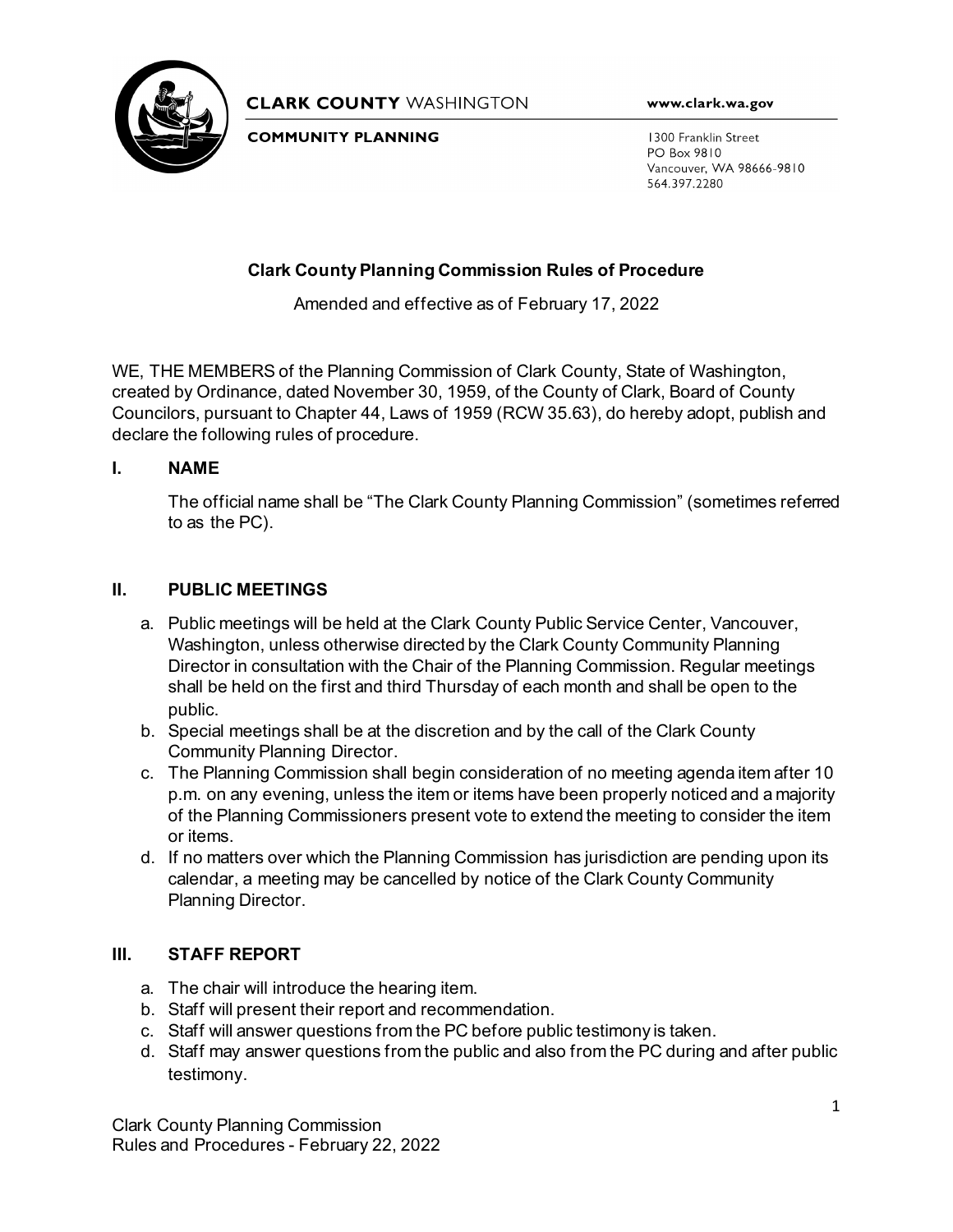**CLARK COUNTY** WASHINGTON

**COMMUNITY PLANNING**

www.clark.wa.gov

1300 Franklin Street
PO Box 9810
Vancouver, WA 98666-9810
564.397.2280

# Clark County Planning Commission Rules of Procedure

Amended and effective as of February 17, 2022

WE, THE MEMBERS of the Planning Commission of Clark County, State of Washington, created by Ordinance, dated November 30, 1959, of the County of Clark, Board of County Councilors, pursuant to Chapter 44, Laws of 1959 (RCW 35.63), do hereby adopt, publish and declare the following rules of procedure.

## I. NAME

The official name shall be "The Clark County Planning Commission" (sometimes referred to as the PC).

## II. PUBLIC MEETINGS

a. Public meetings will be held at the Clark County Public Service Center, Vancouver, Washington, unless otherwise directed by the Clark County Community Planning Director in consultation with the Chair of the Planning Commission. Regular meetings shall be held on the first and third Thursday of each month and shall be open to the public.
b. Special meetings shall be at the discretion and by the call of the Clark County Community Planning Director.
c. The Planning Commission shall begin consideration of no meeting agenda item after 10 p.m. on any evening, unless the item or items have been properly noticed and a majority of the Planning Commissioners present vote to extend the meeting to consider the item or items.
d. If no matters over which the Planning Commission has jurisdiction are pending upon its calendar, a meeting may be cancelled by notice of the Clark County Community Planning Director.

## III. STAFF REPORT

a. The chair will introduce the hearing item.
b. Staff will present their report and recommendation.
c. Staff will answer questions from the PC before public testimony is taken.
d. Staff may answer questions from the public and also from the PC during and after public testimony.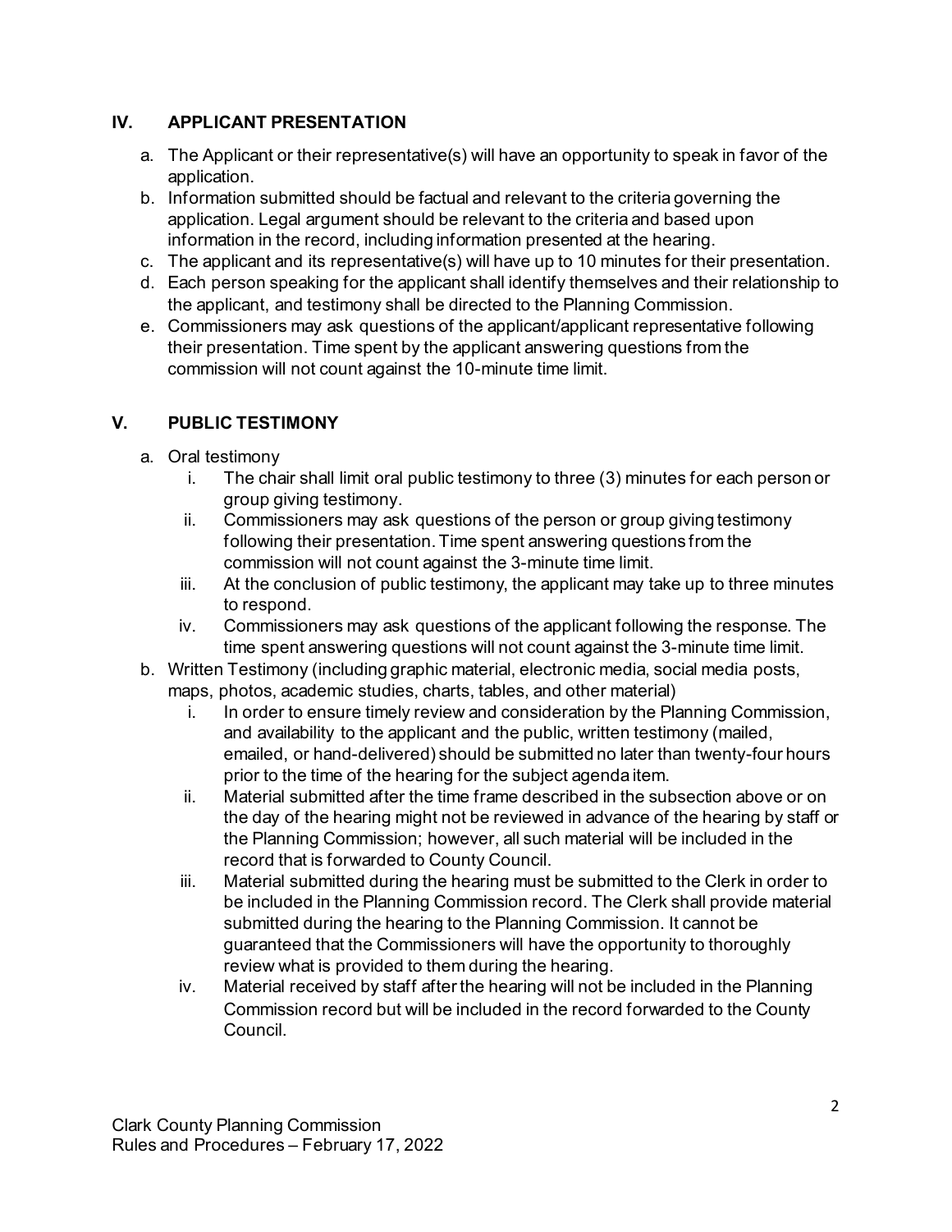## IV. APPLICANT PRESENTATION

a. The Applicant or their representative(s) will have an opportunity to speak in favor of the application.
b. Information submitted should be factual and relevant to the criteria governing the application. Legal argument should be relevant to the criteria and based upon information in the record, including information presented at the hearing.
c. The applicant and its representative(s) will have up to 10 minutes for their presentation.
d. Each person speaking for the applicant shall identify themselves and their relationship to the applicant, and testimony shall be directed to the Planning Commission.
e. Commissioners may ask questions of the applicant/applicant representative following their presentation. Time spent by the applicant answering questions from the commission will not count against the 10-minute time limit.

## V. PUBLIC TESTIMONY

a. Oral testimony
   i. The chair shall limit oral public testimony to three (3) minutes for each person or group giving testimony.
   ii. Commissioners may ask questions of the person or group giving testimony following their presentation. Time spent answering questions from the commission will not count against the 3-minute time limit.
   iii. At the conclusion of public testimony, the applicant may take up to three minutes to respond.
   iv. Commissioners may ask questions of the applicant following the response. The time spent answering questions will not count against the 3-minute time limit.
b. Written Testimony (including graphic material, electronic media, social media posts, maps, photos, academic studies, charts, tables, and other material)
   i. In order to ensure timely review and consideration by the Planning Commission, and availability to the applicant and the public, written testimony (mailed, emailed, or hand-delivered) should be submitted no later than twenty-four hours prior to the time of the hearing for the subject agenda item.
   ii. Material submitted after the time frame described in the subsection above or on the day of the hearing might not be reviewed in advance of the hearing by staff or the Planning Commission; however, all such material will be included in the record that is forwarded to County Council.
   iii. Material submitted during the hearing must be submitted to the Clerk in order to be included in the Planning Commission record. The Clerk shall provide material submitted during the hearing to the Planning Commission. It cannot be guaranteed that the Commissioners will have the opportunity to thoroughly review what is provided to them during the hearing.
   iv. Material received by staff after the hearing will not be included in the Planning Commission record but will be included in the record forwarded to the County Council.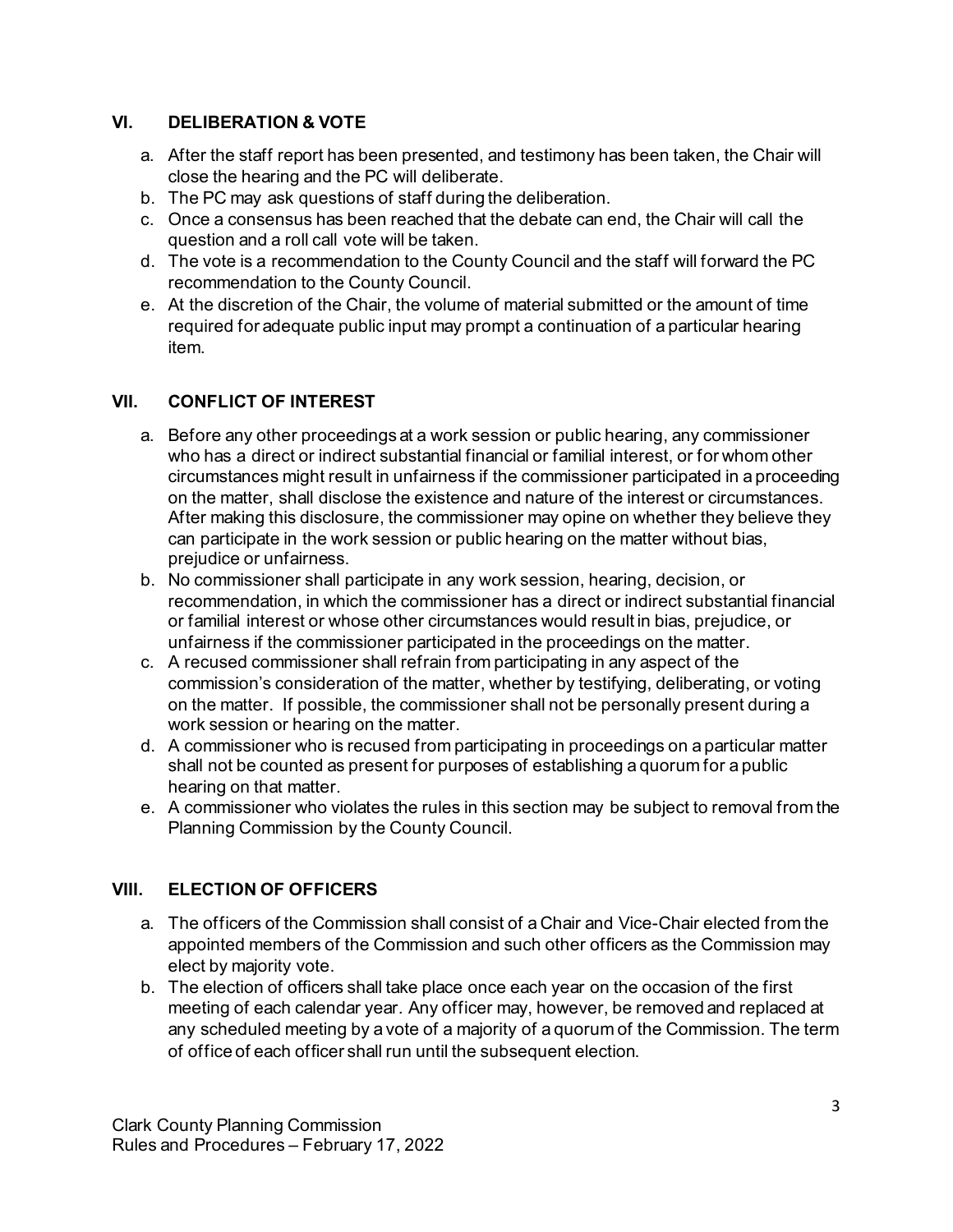## VI. DELIBERATION & VOTE

a. After the staff report has been presented, and testimony has been taken, the Chair will close the hearing and the PC will deliberate.
b. The PC may ask questions of staff during the deliberation.
c. Once a consensus has been reached that the debate can end, the Chair will call the question and a roll call vote will be taken.
d. The vote is a recommendation to the County Council and the staff will forward the PC recommendation to the County Council.
e. At the discretion of the Chair, the volume of material submitted or the amount of time required for adequate public input may prompt a continuation of a particular hearing item.

## VII. CONFLICT OF INTEREST

a. Before any other proceedings at a work session or public hearing, any commissioner who has a direct or indirect substantial financial or familial interest, or for whom other circumstances might result in unfairness if the commissioner participated in a proceeding on the matter, shall disclose the existence and nature of the interest or circumstances. After making this disclosure, the commissioner may opine on whether they believe they can participate in the work session or public hearing on the matter without bias, prejudice or unfairness.
b. No commissioner shall participate in any work session, hearing, decision, or recommendation, in which the commissioner has a direct or indirect substantial financial or familial interest or whose other circumstances would result in bias, prejudice, or unfairness if the commissioner participated in the proceedings on the matter.
c. A recused commissioner shall refrain from participating in any aspect of the commission's consideration of the matter, whether by testifying, deliberating, or voting on the matter. If possible, the commissioner shall not be personally present during a work session or hearing on the matter.
d. A commissioner who is recused from participating in proceedings on a particular matter shall not be counted as present for purposes of establishing a quorum for a public hearing on that matter.
e. A commissioner who violates the rules in this section may be subject to removal from the Planning Commission by the County Council.

## VIII. ELECTION OF OFFICERS

a. The officers of the Commission shall consist of a Chair and Vice-Chair elected from the appointed members of the Commission and such other officers as the Commission may elect by majority vote.
b. The election of officers shall take place once each year on the occasion of the first meeting of each calendar year. Any officer may, however, be removed and replaced at any scheduled meeting by a vote of a majority of a quorum of the Commission. The term of office of each officer shall run until the subsequent election.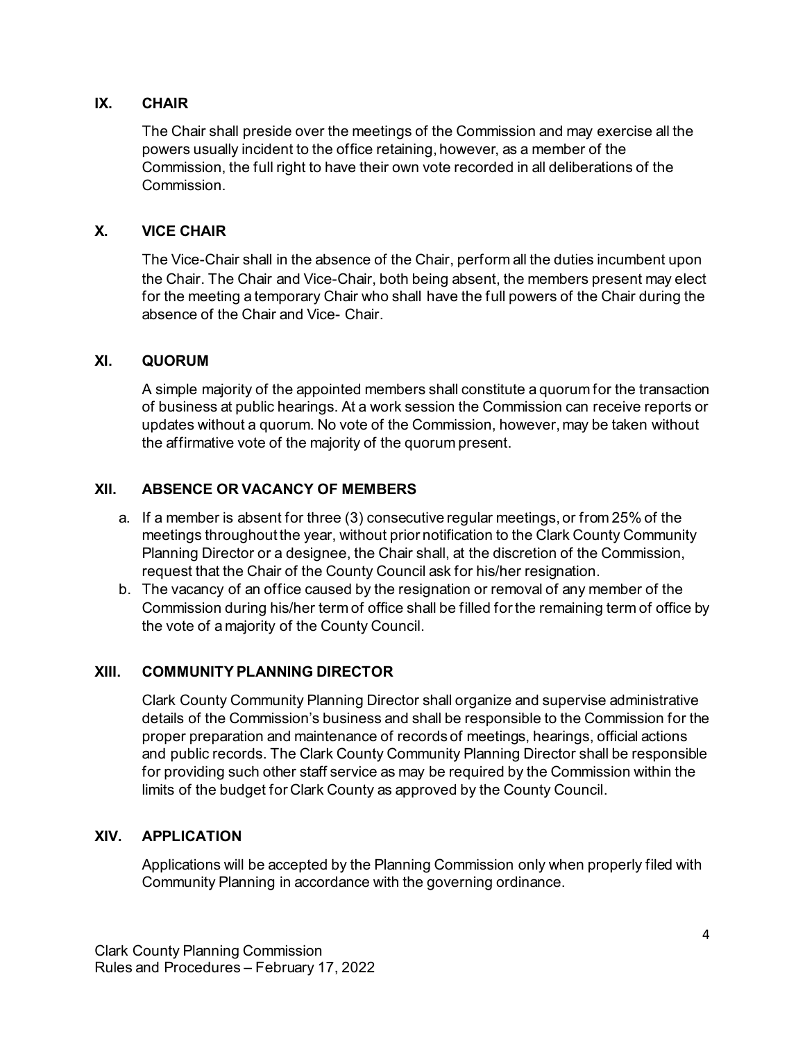## IX. CHAIR

The Chair shall preside over the meetings of the Commission and may exercise all the powers usually incident to the office retaining, however, as a member of the Commission, the full right to have their own vote recorded in all deliberations of the Commission.

## X. VICE CHAIR

The Vice-Chair shall in the absence of the Chair, perform all the duties incumbent upon the Chair. The Chair and Vice-Chair, both being absent, the members present may elect for the meeting a temporary Chair who shall have the full powers of the Chair during the absence of the Chair and Vice- Chair.

## XI. QUORUM

A simple majority of the appointed members shall constitute a quorum for the transaction of business at public hearings. At a work session the Commission can receive reports or updates without a quorum. No vote of the Commission, however, may be taken without the affirmative vote of the majority of the quorum present.

## XII. ABSENCE OR VACANCY OF MEMBERS

a. If a member is absent for three (3) consecutive regular meetings, or from 25% of the meetings throughout the year, without prior notification to the Clark County Community Planning Director or a designee, the Chair shall, at the discretion of the Commission, request that the Chair of the County Council ask for his/her resignation.
b. The vacancy of an office caused by the resignation or removal of any member of the Commission during his/her term of office shall be filled for the remaining term of office by the vote of a majority of the County Council.

## XIII. COMMUNITY PLANNING DIRECTOR

Clark County Community Planning Director shall organize and supervise administrative details of the Commission's business and shall be responsible to the Commission for the proper preparation and maintenance of records of meetings, hearings, official actions and public records. The Clark County Community Planning Director shall be responsible for providing such other staff service as may be required by the Commission within the limits of the budget for Clark County as approved by the County Council.

## XIV. APPLICATION

Applications will be accepted by the Planning Commission only when properly filed with Community Planning in accordance with the governing ordinance.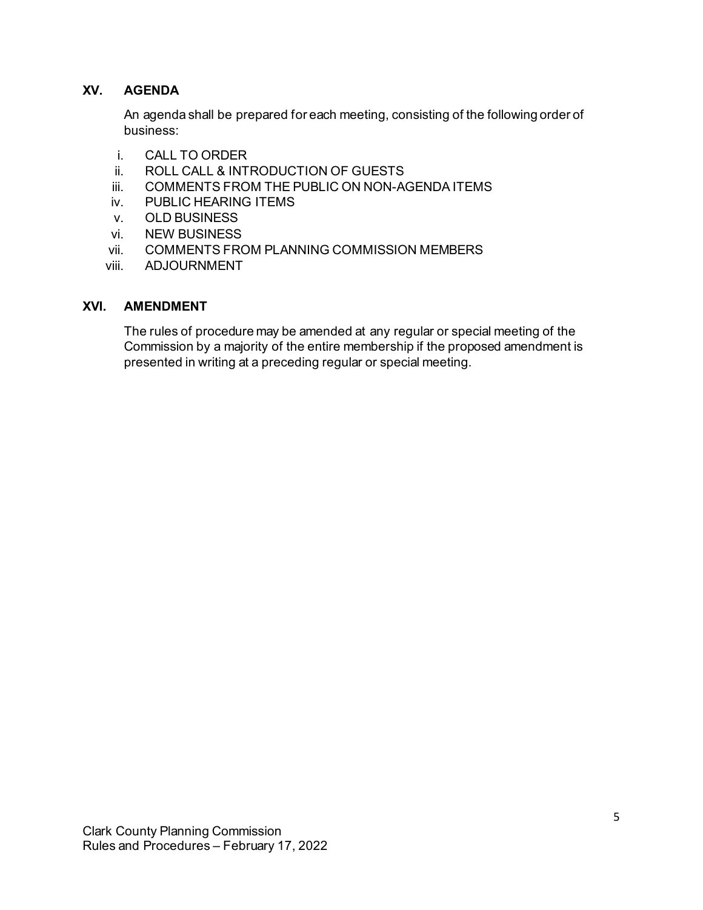## XV. AGENDA

An agenda shall be prepared for each meeting, consisting of the following order of business:

i. CALL TO ORDER
ii. ROLL CALL & INTRODUCTION OF GUESTS
iii. COMMENTS FROM THE PUBLIC ON NON-AGENDA ITEMS
iv. PUBLIC HEARING ITEMS
v. OLD BUSINESS
vi. NEW BUSINESS
vii. COMMENTS FROM PLANNING COMMISSION MEMBERS
viii. ADJOURNMENT

## XVI. AMENDMENT

The rules of procedure may be amended at any regular or special meeting of the Commission by a majority of the entire membership if the proposed amendment is presented in writing at a preceding regular or special meeting.